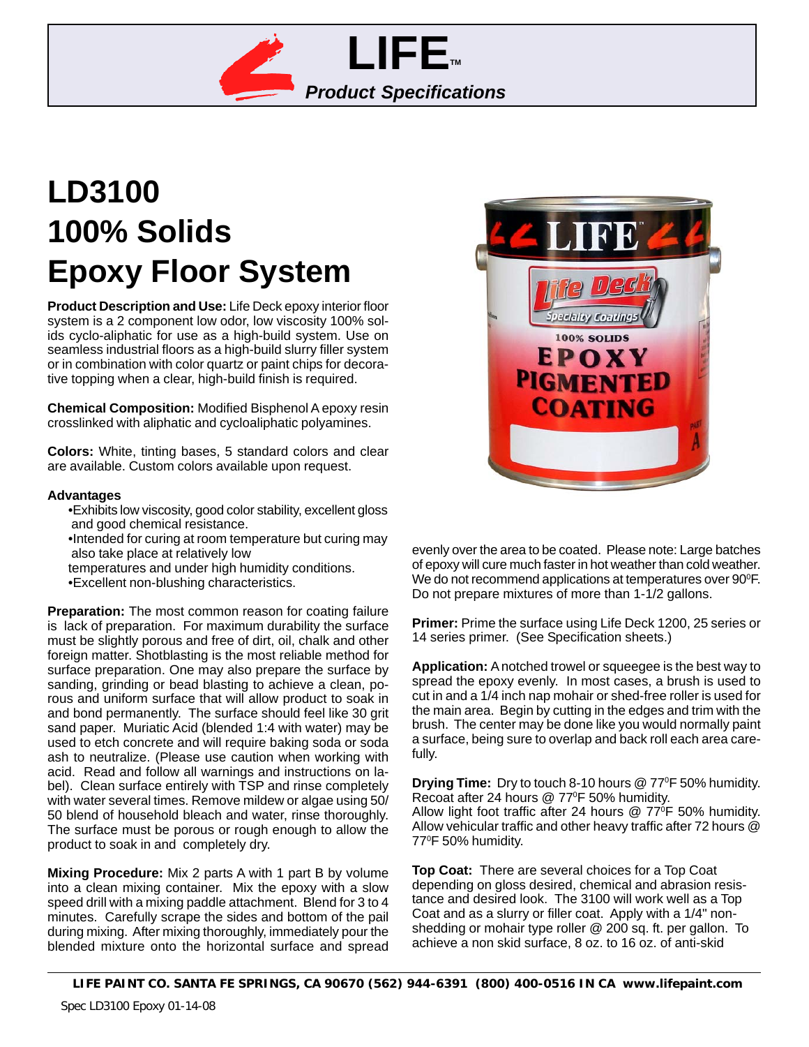# LIFE™

***Product Specifications***

# LD3100
# 100% Solids
# Epoxy Floor System

**Product Description and Use:** Life Deck epoxy interior floor system is a 2 component low odor, low viscosity 100% solids cyclo-aliphatic for use as a high-build system. Use on seamless industrial floors as a high-build slurry filler system or in combination with color quartz or paint chips for decorative topping when a clear, high-build finish is required.

**Chemical Composition:** Modified Bisphenol A epoxy resin crosslinked with aliphatic and cycloaliphatic polyamines.

**Colors:** White, tinting bases, 5 standard colors and clear are available. Custom colors available upon request.

**Advantages**

- Exhibits low viscosity, good color stability, excellent gloss and good chemical resistance.
- Intended for curing at room temperature but curing may also take place at relatively low temperatures and under high humidity conditions.
- Excellent non-blushing characteristics.

**Preparation:** The most common reason for coating failure is lack of preparation. For maximum durability the surface must be slightly porous and free of dirt, oil, chalk and other foreign matter. Shotblasting is the most reliable method for surface preparation. One may also prepare the surface by sanding, grinding or bead blasting to achieve a clean, porous and uniform surface that will allow product to soak in and bond permanently. The surface should feel like 30 grit sand paper. Muriatic Acid (blended 1:4 with water) may be used to etch concrete and will require baking soda or soda ash to neutralize. (Please use caution when working with acid. Read and follow all warnings and instructions on label). Clean surface entirely with TSP and rinse completely with water several times. Remove mildew or algae using 50/50 blend of household bleach and water, rinse thoroughly. The surface must be porous or rough enough to allow the product to soak in and completely dry.

**Mixing Procedure:** Mix 2 parts A with 1 part B by volume into a clean mixing container. Mix the epoxy with a slow speed drill with a mixing paddle attachment. Blend for 3 to 4 minutes. Carefully scrape the sides and bottom of the pail during mixing. After mixing thoroughly, immediately pour the blended mixture onto the horizontal surface and spread evenly over the area to be coated. Please note: Large batches of epoxy will cure much faster in hot weather than cold weather. We do not recommend applications at temperatures over 90°F. Do not prepare mixtures of more than 1-1/2 gallons.

**Primer:** Prime the surface using Life Deck 1200, 25 series or 14 series primer. (See Specification sheets.)

**Application:** A notched trowel or squeegee is the best way to spread the epoxy evenly. In most cases, a brush is used to cut in and a 1/4 inch nap mohair or shed-free roller is used for the main area. Begin by cutting in the edges and trim with the brush. The center may be done like you would normally paint a surface, being sure to overlap and back roll each area carefully.

**Drying Time:** Dry to touch 8-10 hours @ 77°F 50% humidity. Recoat after 24 hours @ 77°F 50% humidity.
Allow light foot traffic after 24 hours @ 77°F 50% humidity. Allow vehicular traffic and other heavy traffic after 72 hours @ 77°F 50% humidity.

**Top Coat:** There are several choices for a Top Coat depending on gloss desired, chemical and abrasion resistance and desired look. The 3100 will work well as a Top Coat and as a slurry or filler coat. Apply with a 1/4" non-shedding or mohair type roller @ 200 sq. ft. per gallon. To achieve a non skid surface, 8 oz. to 16 oz. of anti-skid

**LIFE PAINT CO. SANTA FE SPRINGS, CA 90670 (562) 944-6391 (800) 400-0516 IN CA www.lifepaint.com**

Spec LD3100 Epoxy 01-14-08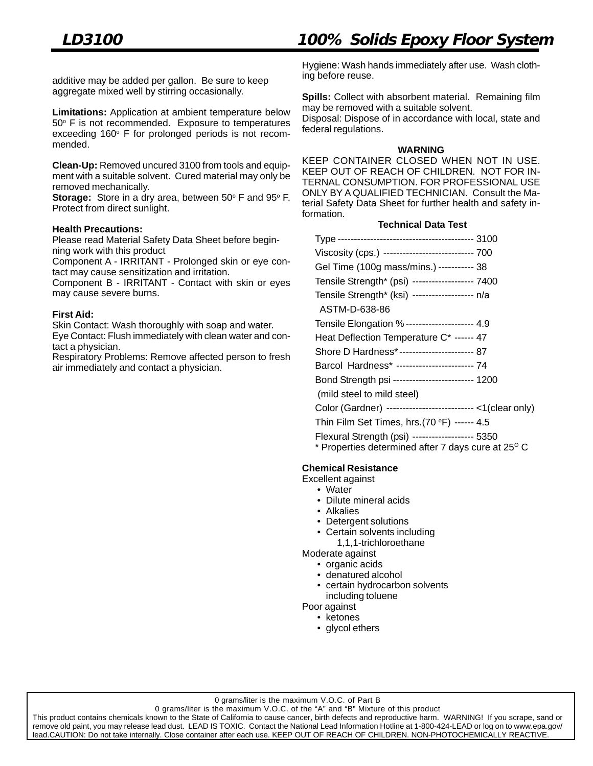additive may be added per gallon. Be sure to keep aggregate mixed well by stirring occasionally.

**Limitations:** Application at ambient temperature below 50° F is not recommended. Exposure to temperatures exceeding 160° F for prolonged periods is not recommended.

**Clean-Up:** Removed uncured 3100 from tools and equipment with a suitable solvent. Cured material may only be removed mechanically.

**Storage:** Store in a dry area, between 50° F and 95° F. Protect from direct sunlight.

**Health Precautions:**

Please read Material Safety Data Sheet before beginning work with this product

Component A - IRRITANT - Prolonged skin or eye contact may cause sensitization and irritation.

Component B - IRRITANT - Contact with skin or eyes may cause severe burns.

**First Aid:**

Skin Contact: Wash thoroughly with soap and water.

Eye Contact: Flush immediately with clean water and contact a physician.

Respiratory Problems: Remove affected person to fresh air immediately and contact a physician.

Hygiene: Wash hands immediately after use. Wash clothing before reuse.

**Spills:** Collect with absorbent material. Remaining film may be removed with a suitable solvent.

Disposal: Dispose of in accordance with local, state and federal regulations.

**WARNING**

KEEP CONTAINER CLOSED WHEN NOT IN USE. KEEP OUT OF REACH OF CHILDREN. NOT FOR INTERNAL CONSUMPTION. FOR PROFESSIONAL USE ONLY BY A QUALIFIED TECHNICIAN. Consult the Material Safety Data Sheet for further health and safety information.

**Technical Data Test**

| Test | Value |
|---|---|
| Type | 3100 |
| Viscosity (cps.) | 700 |
| Gel Time (100g mass/mins.) | 38 |
| Tensile Strength* (psi) | 7400 |
| Tensile Strength* (ksi) ASTM-D-638-86 | n/a |
| Tensile Elongation % | 4.9 |
| Heat Deflection Temperature C* | 47 |
| Shore D Hardness* | 87 |
| Barcol Hardness* | 74 |
| Bond Strength psi (mild steel to mild steel) | 1200 |
| Color (Gardner) | <1(clear only) |
| Thin Film Set Times, hrs.(70 °F) | 4.5 |
| Flexural Strength (psi) | 5350 |

\* Properties determined after 7 days cure at 25° C

**Chemical Resistance**

Excellent against

- Water
- Dilute mineral acids
- Alkalies
- Detergent solutions
- Certain solvents including 1,1,1-trichloroethane

Moderate against

- organic acids
- denatured alcohol
- certain hydrocarbon solvents including toluene

Poor against

- ketones
- glycol ethers

0 grams/liter is the maximum V.O.C. of Part B

0 grams/liter is the maximum V.O.C. of the "A" and "B" Mixture of this product

This product contains chemicals known to the State of California to cause cancer, birth defects and reproductive harm. WARNING! If you scrape, sand or remove old paint, you may release lead dust. LEAD IS TOXIC. Contact the National Lead Information Hotline at 1-800-424-LEAD or log on to www.epa.gov/lead.CAUTION: Do not take internally. Close container after each use. KEEP OUT OF REACH OF CHILDREN. NON-PHOTOCHEMICALLY REACTIVE.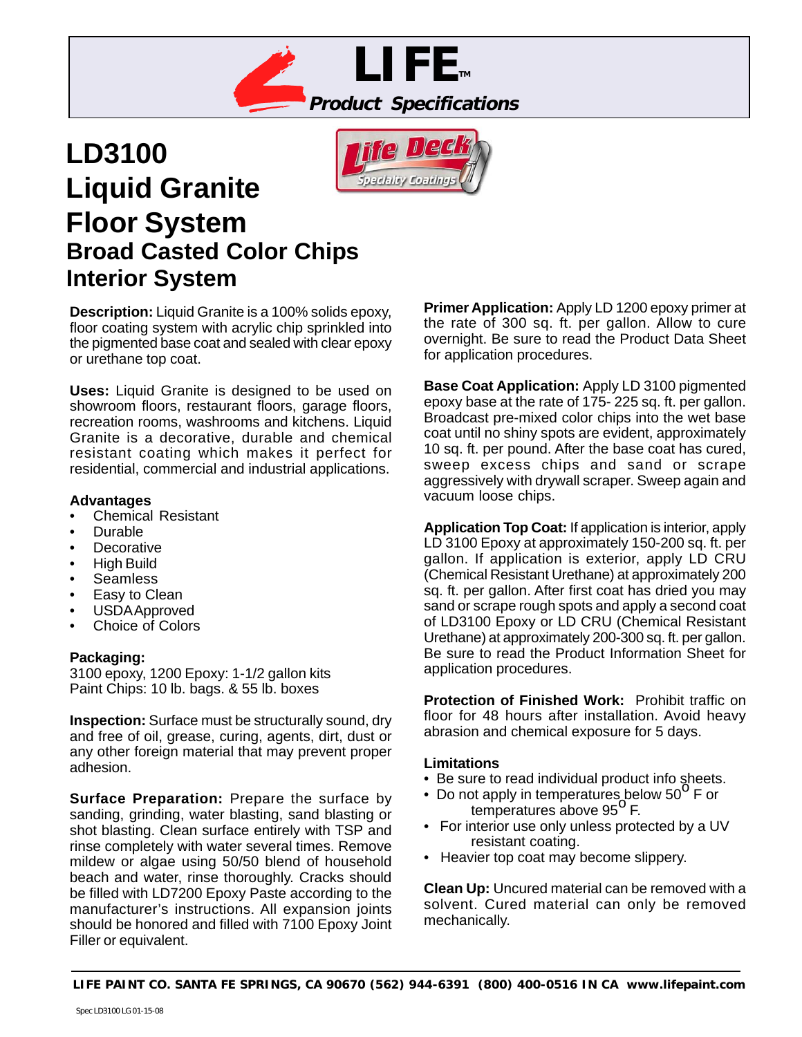# LIFE™

***Product Specifications***

# LD3100 Liquid Granite Floor System

## Broad Casted Color Chips Interior System

**Description:** Liquid Granite is a 100% solids epoxy, floor coating system with acrylic chip sprinkled into the pigmented base coat and sealed with clear epoxy or urethane top coat.

**Uses:** Liquid Granite is designed to be used on showroom floors, restaurant floors, garage floors, recreation rooms, washrooms and kitchens. Liquid Granite is a decorative, durable and chemical resistant coating which makes it perfect for residential, commercial and industrial applications.

**Advantages**

- Chemical Resistant
- Durable
- Decorative
- High Build
- Seamless
- Easy to Clean
- USDA Approved
- Choice of Colors

**Packaging:**
3100 epoxy, 1200 Epoxy: 1-1/2 gallon kits
Paint Chips: 10 lb. bags. & 55 lb. boxes

**Inspection:** Surface must be structurally sound, dry and free of oil, grease, curing, agents, dirt, dust or any other foreign material that may prevent proper adhesion.

**Surface Preparation:** Prepare the surface by sanding, grinding, water blasting, sand blasting or shot blasting. Clean surface entirely with TSP and rinse completely with water several times. Remove mildew or algae using 50/50 blend of household beach and water, rinse thoroughly. Cracks should be filled with LD7200 Epoxy Paste according to the manufacturer's instructions. All expansion joints should be honored and filled with 7100 Epoxy Joint Filler or equivalent.

**Primer Application:** Apply LD 1200 epoxy primer at the rate of 300 sq. ft. per gallon. Allow to cure overnight. Be sure to read the Product Data Sheet for application procedures.

**Base Coat Application:** Apply LD 3100 pigmented epoxy base at the rate of 175- 225 sq. ft. per gallon. Broadcast pre-mixed color chips into the wet base coat until no shiny spots are evident, approximately 10 sq. ft. per pound. After the base coat has cured, sweep excess chips and sand or scrape aggressively with drywall scraper. Sweep again and vacuum loose chips.

**Application Top Coat:** If application is interior, apply LD 3100 Epoxy at approximately 150-200 sq. ft. per gallon. If application is exterior, apply LD CRU (Chemical Resistant Urethane) at approximately 200 sq. ft. per gallon. After first coat has dried you may sand or scrape rough spots and apply a second coat of LD3100 Epoxy or LD CRU (Chemical Resistant Urethane) at approximately 200-300 sq. ft. per gallon. Be sure to read the Product Information Sheet for application procedures.

**Protection of Finished Work:** Prohibit traffic on floor for 48 hours after installation. Avoid heavy abrasion and chemical exposure for 5 days.

**Limitations**

- Be sure to read individual product info sheets.
- Do not apply in temperatures below 50° F or temperatures above 95° F.
- For interior use only unless protected by a UV resistant coating.
- Heavier top coat may become slippery.

**Clean Up:** Uncured material can be removed with a solvent. Cured material can only be removed mechanically.

**LIFE PAINT CO. SANTA FE SPRINGS, CA 90670 (562) 944-6391 (800) 400-0516 IN CA www.lifepaint.com**

Spec LD3100 LG 01-15-08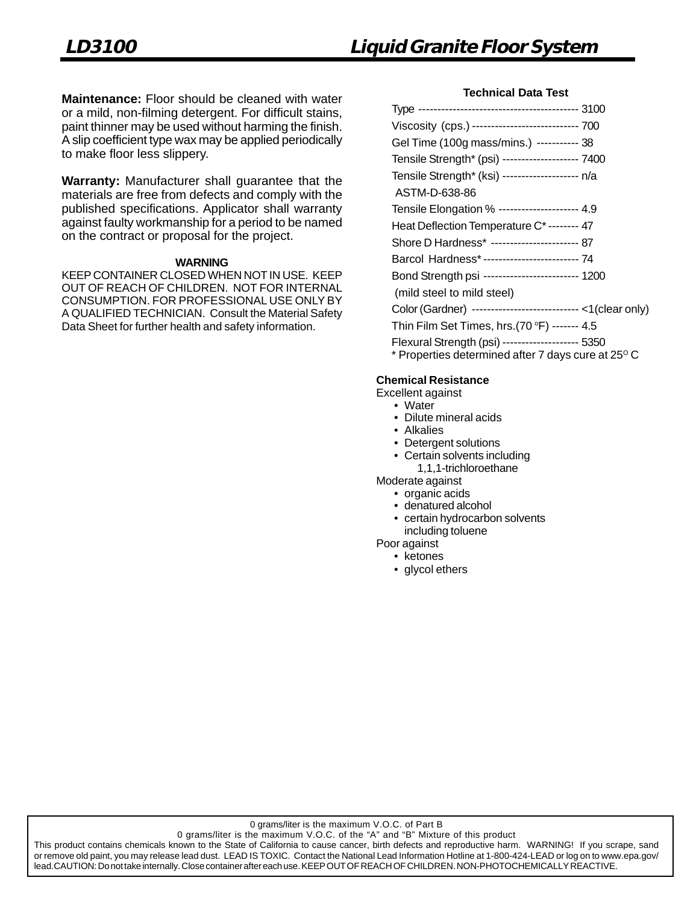**Maintenance:** Floor should be cleaned with water or a mild, non-filming detergent. For difficult stains, paint thinner may be used without harming the finish. A slip coefficient type wax may be applied periodically to make floor less slippery.

**Warranty:** Manufacturer shall guarantee that the materials are free from defects and comply with the published specifications. Applicator shall warranty against faulty workmanship for a period to be named on the contract or proposal for the project.

**WARNING**

KEEP CONTAINER CLOSED WHEN NOT IN USE. KEEP OUT OF REACH OF CHILDREN. NOT FOR INTERNAL CONSUMPTION. FOR PROFESSIONAL USE ONLY BY A QUALIFIED TECHNICIAN. Consult the Material Safety Data Sheet for further health and safety information.

**Technical Data Test**

| | |
|---|---|
| Type | 3100 |
| Viscosity (cps.) | 700 |
| Gel Time (100g mass/mins.) | 38 |
| Tensile Strength* (psi) | 7400 |
| Tensile Strength* (ksi) | n/a |
| ASTM-D-638-86 | |
| Tensile Elongation % | 4.9 |
| Heat Deflection Temperature C* | 47 |
| Shore D Hardness* | 87 |
| Barcol Hardness* | 74 |
| Bond Strength psi (mild steel to mild steel) | 1200 |
| Color (Gardner) | <1(clear only) |
| Thin Film Set Times, hrs.(70 °F) | 4.5 |
| Flexural Strength (psi) | 5350 |

\* Properties determined after 7 days cure at 25° C

**Chemical Resistance**

Excellent against
- Water
- Dilute mineral acids
- Alkalies
- Detergent solutions
- Certain solvents including 1,1,1-trichloroethane

Moderate against
- organic acids
- denatured alcohol
- certain hydrocarbon solvents including toluene

Poor against
- ketones
- glycol ethers

0 grams/liter is the maximum V.O.C. of Part B
0 grams/liter is the maximum V.O.C. of the "A" and "B" Mixture of this product
This product contains chemicals known to the State of California to cause cancer, birth defects and reproductive harm. WARNING! If you scrape, sand or remove old paint, you may release lead dust. LEAD IS TOXIC. Contact the National Lead Information Hotline at 1-800-424-LEAD or log on to www.epa.gov/lead.CAUTION: Do not take internally. Close container after each use. KEEP OUT OF REACH OF CHILDREN. NON-PHOTOCHEMICALLY REACTIVE.